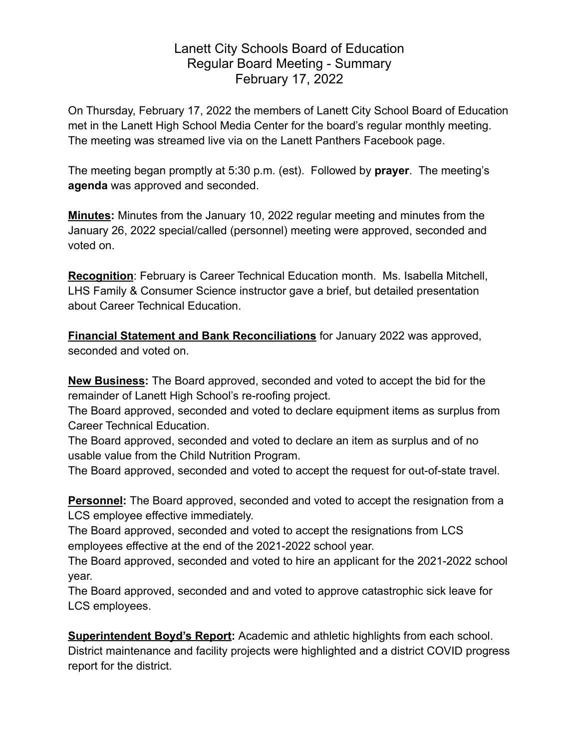# Lanett City Schools Board of Education
## Regular Board Meeting - Summary
## February 17, 2022

On Thursday, February 17, 2022 the members of Lanett City School Board of Education met in the Lanett High School Media Center for the board's regular monthly meeting. The meeting was streamed live via on the Lanett Panthers Facebook page.

The meeting began promptly at 5:30 p.m. (est). Followed by **prayer**. The meeting's **agenda** was approved and seconded.

**Minutes:** Minutes from the January 10, 2022 regular meeting and minutes from the January 26, 2022 special/called (personnel) meeting were approved, seconded and voted on.

**Recognition**: February is Career Technical Education month. Ms. Isabella Mitchell, LHS Family & Consumer Science instructor gave a brief, but detailed presentation about Career Technical Education.

**Financial Statement and Bank Reconciliations** for January 2022 was approved, seconded and voted on.

**New Business:** The Board approved, seconded and voted to accept the bid for the remainder of Lanett High School's re-roofing project.
The Board approved, seconded and voted to declare equipment items as surplus from Career Technical Education.
The Board approved, seconded and voted to declare an item as surplus and of no usable value from the Child Nutrition Program.
The Board approved, seconded and voted to accept the request for out-of-state travel.

**Personnel:** The Board approved, seconded and voted to accept the resignation from a LCS employee effective immediately.
The Board approved, seconded and voted to accept the resignations from LCS employees effective at the end of the 2021-2022 school year.
The Board approved, seconded and voted to hire an applicant for the 2021-2022 school year.
The Board approved, seconded and and voted to approve catastrophic sick leave for LCS employees.

**Superintendent Boyd's Report:** Academic and athletic highlights from each school. District maintenance and facility projects were highlighted and a district COVID progress report for the district.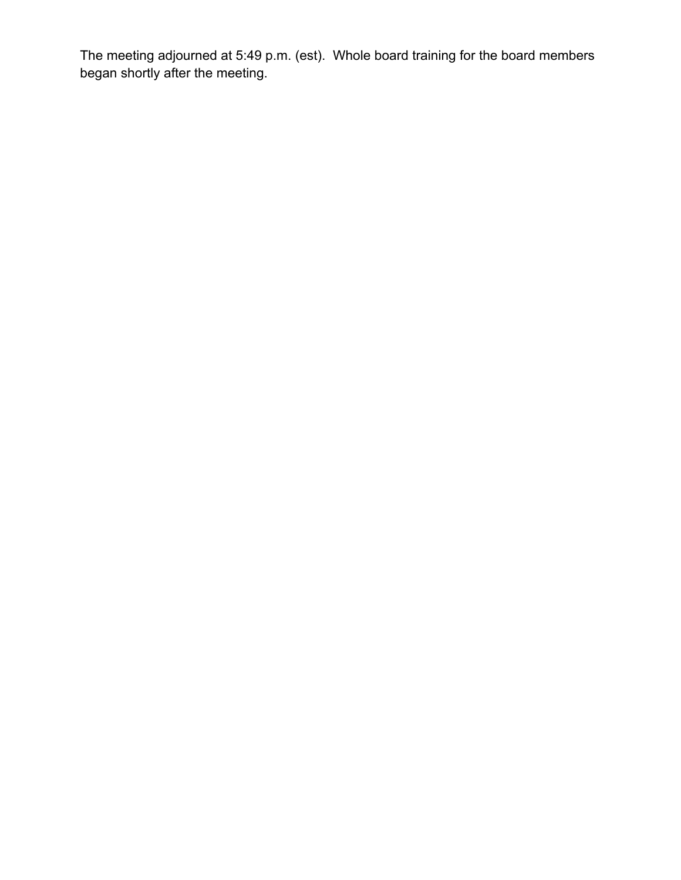The meeting adjourned at 5:49 p.m. (est). Whole board training for the board members began shortly after the meeting.